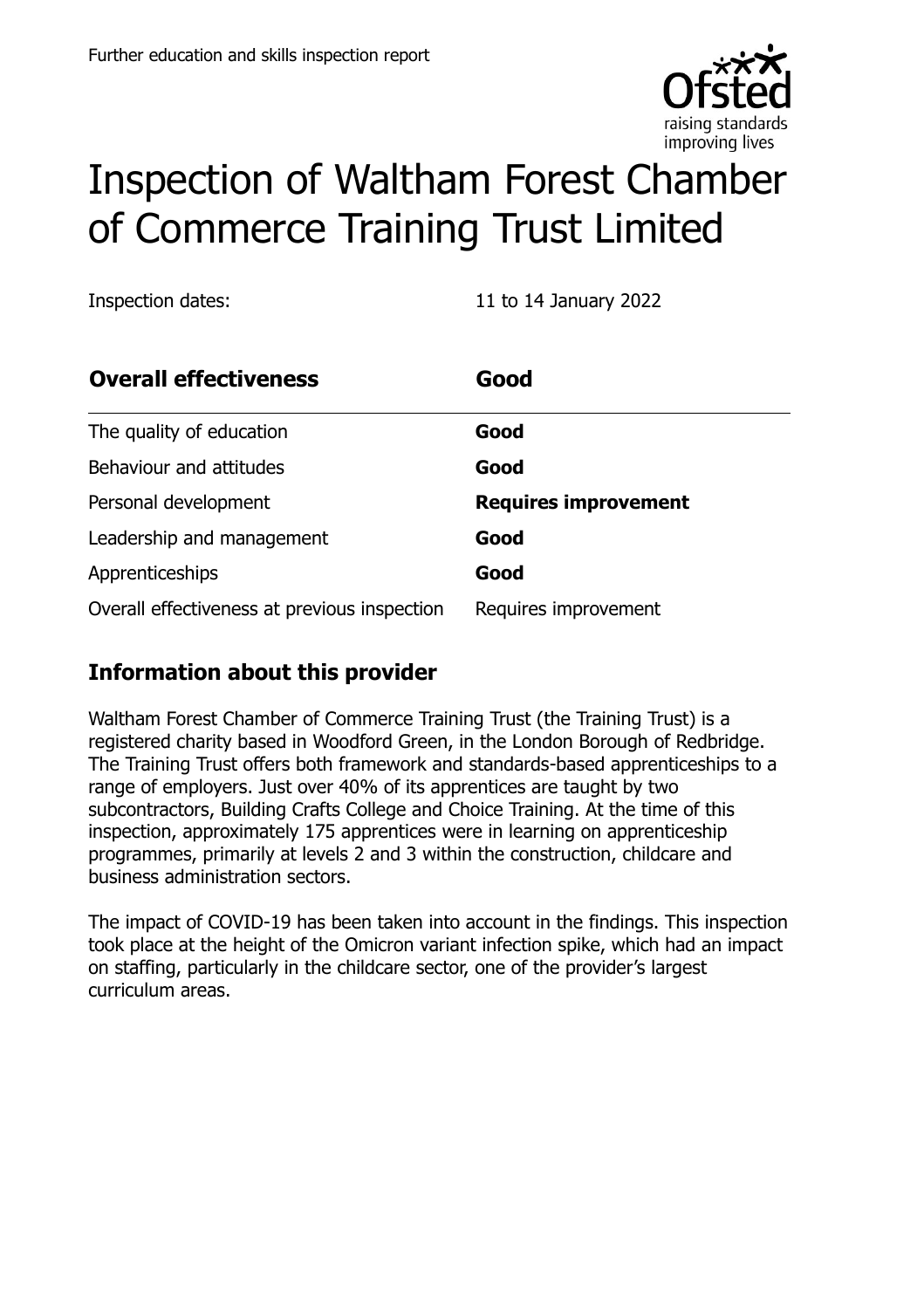Further education and skills inspection report

# Inspection of Waltham Forest Chamber of Commerce Training Trust Limited

Inspection dates: 11 to 14 January 2022

| **Overall effectiveness** | **Good** |
| --- | --- |
| The quality of education | **Good** |
| Behaviour and attitudes | **Good** |
| Personal development | **Requires improvement** |
| Leadership and management | **Good** |
| Apprenticeships | **Good** |
| Overall effectiveness at previous inspection | Requires improvement |

## Information about this provider

Waltham Forest Chamber of Commerce Training Trust (the Training Trust) is a registered charity based in Woodford Green, in the London Borough of Redbridge. The Training Trust offers both framework and standards-based apprenticeships to a range of employers. Just over 40% of its apprentices are taught by two subcontractors, Building Crafts College and Choice Training. At the time of this inspection, approximately 175 apprentices were in learning on apprenticeship programmes, primarily at levels 2 and 3 within the construction, childcare and business administration sectors.

The impact of COVID-19 has been taken into account in the findings. This inspection took place at the height of the Omicron variant infection spike, which had an impact on staffing, particularly in the childcare sector, one of the provider's largest curriculum areas.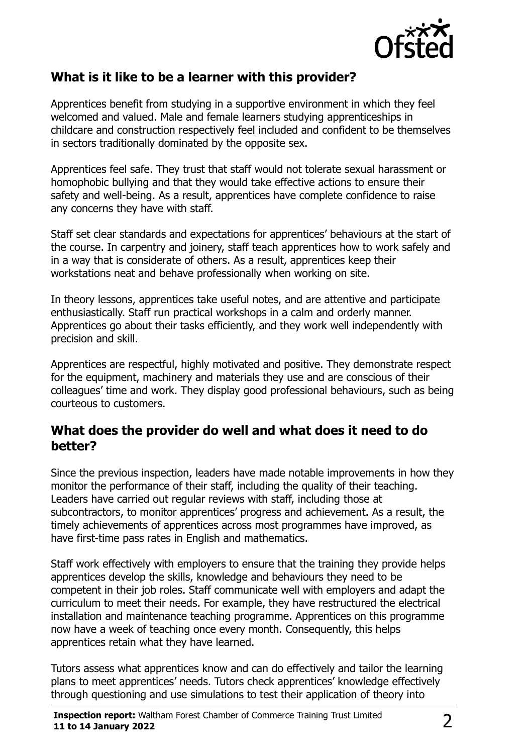## What is it like to be a learner with this provider?

Apprentices benefit from studying in a supportive environment in which they feel welcomed and valued. Male and female learners studying apprenticeships in childcare and construction respectively feel included and confident to be themselves in sectors traditionally dominated by the opposite sex.

Apprentices feel safe. They trust that staff would not tolerate sexual harassment or homophobic bullying and that they would take effective actions to ensure their safety and well-being. As a result, apprentices have complete confidence to raise any concerns they have with staff.

Staff set clear standards and expectations for apprentices' behaviours at the start of the course. In carpentry and joinery, staff teach apprentices how to work safely and in a way that is considerate of others. As a result, apprentices keep their workstations neat and behave professionally when working on site.

In theory lessons, apprentices take useful notes, and are attentive and participate enthusiastically. Staff run practical workshops in a calm and orderly manner. Apprentices go about their tasks efficiently, and they work well independently with precision and skill.

Apprentices are respectful, highly motivated and positive. They demonstrate respect for the equipment, machinery and materials they use and are conscious of their colleagues' time and work. They display good professional behaviours, such as being courteous to customers.

## What does the provider do well and what does it need to do better?

Since the previous inspection, leaders have made notable improvements in how they monitor the performance of their staff, including the quality of their teaching. Leaders have carried out regular reviews with staff, including those at subcontractors, to monitor apprentices' progress and achievement. As a result, the timely achievements of apprentices across most programmes have improved, as have first-time pass rates in English and mathematics.

Staff work effectively with employers to ensure that the training they provide helps apprentices develop the skills, knowledge and behaviours they need to be competent in their job roles. Staff communicate well with employers and adapt the curriculum to meet their needs. For example, they have restructured the electrical installation and maintenance teaching programme. Apprentices on this programme now have a week of teaching once every month. Consequently, this helps apprentices retain what they have learned.

Tutors assess what apprentices know and can do effectively and tailor the learning plans to meet apprentices' needs. Tutors check apprentices' knowledge effectively through questioning and use simulations to test their application of theory into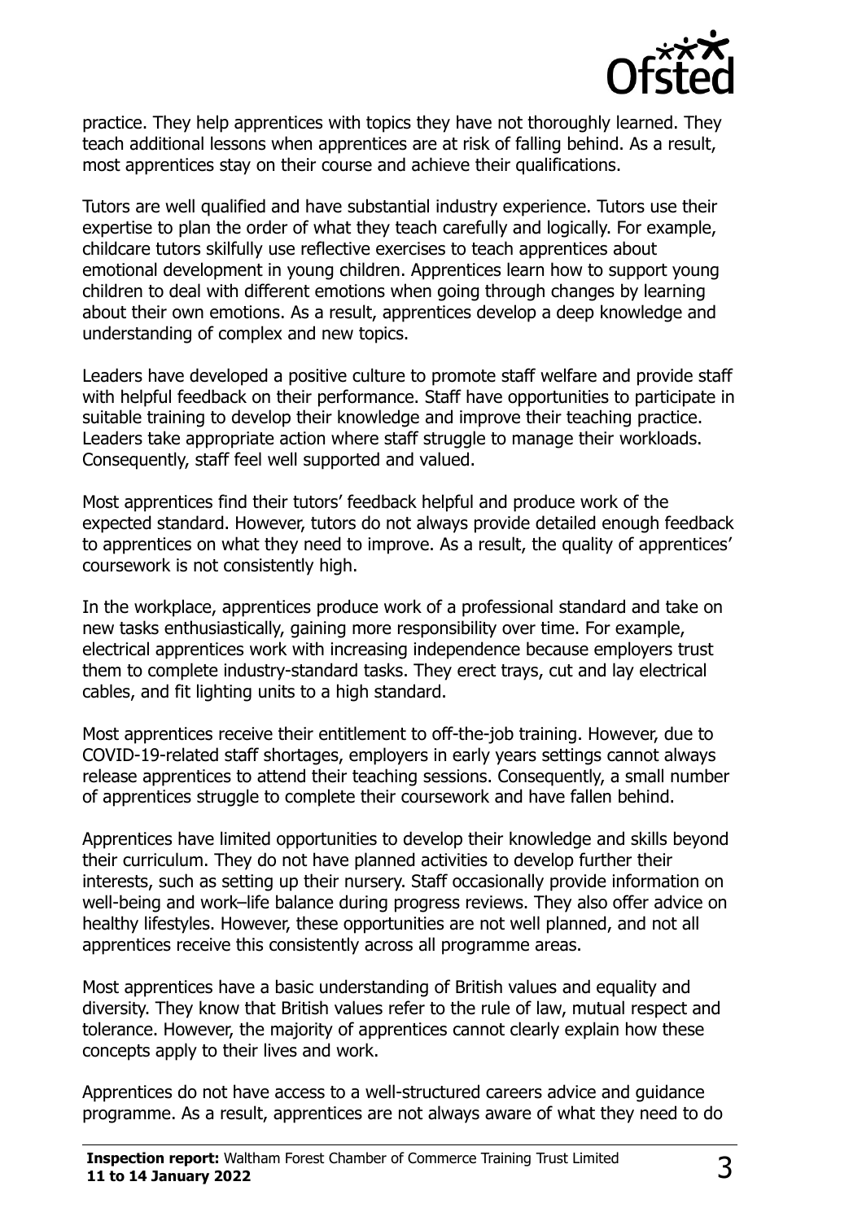practice. They help apprentices with topics they have not thoroughly learned. They teach additional lessons when apprentices are at risk of falling behind. As a result, most apprentices stay on their course and achieve their qualifications.

Tutors are well qualified and have substantial industry experience. Tutors use their expertise to plan the order of what they teach carefully and logically. For example, childcare tutors skilfully use reflective exercises to teach apprentices about emotional development in young children. Apprentices learn how to support young children to deal with different emotions when going through changes by learning about their own emotions. As a result, apprentices develop a deep knowledge and understanding of complex and new topics.

Leaders have developed a positive culture to promote staff welfare and provide staff with helpful feedback on their performance. Staff have opportunities to participate in suitable training to develop their knowledge and improve their teaching practice. Leaders take appropriate action where staff struggle to manage their workloads. Consequently, staff feel well supported and valued.

Most apprentices find their tutors' feedback helpful and produce work of the expected standard. However, tutors do not always provide detailed enough feedback to apprentices on what they need to improve. As a result, the quality of apprentices' coursework is not consistently high.

In the workplace, apprentices produce work of a professional standard and take on new tasks enthusiastically, gaining more responsibility over time. For example, electrical apprentices work with increasing independence because employers trust them to complete industry-standard tasks. They erect trays, cut and lay electrical cables, and fit lighting units to a high standard.

Most apprentices receive their entitlement to off-the-job training. However, due to COVID-19-related staff shortages, employers in early years settings cannot always release apprentices to attend their teaching sessions. Consequently, a small number of apprentices struggle to complete their coursework and have fallen behind.

Apprentices have limited opportunities to develop their knowledge and skills beyond their curriculum. They do not have planned activities to develop further their interests, such as setting up their nursery. Staff occasionally provide information on well-being and work–life balance during progress reviews. They also offer advice on healthy lifestyles. However, these opportunities are not well planned, and not all apprentices receive this consistently across all programme areas.

Most apprentices have a basic understanding of British values and equality and diversity. They know that British values refer to the rule of law, mutual respect and tolerance. However, the majority of apprentices cannot clearly explain how these concepts apply to their lives and work.

Apprentices do not have access to a well-structured careers advice and guidance programme. As a result, apprentices are not always aware of what they need to do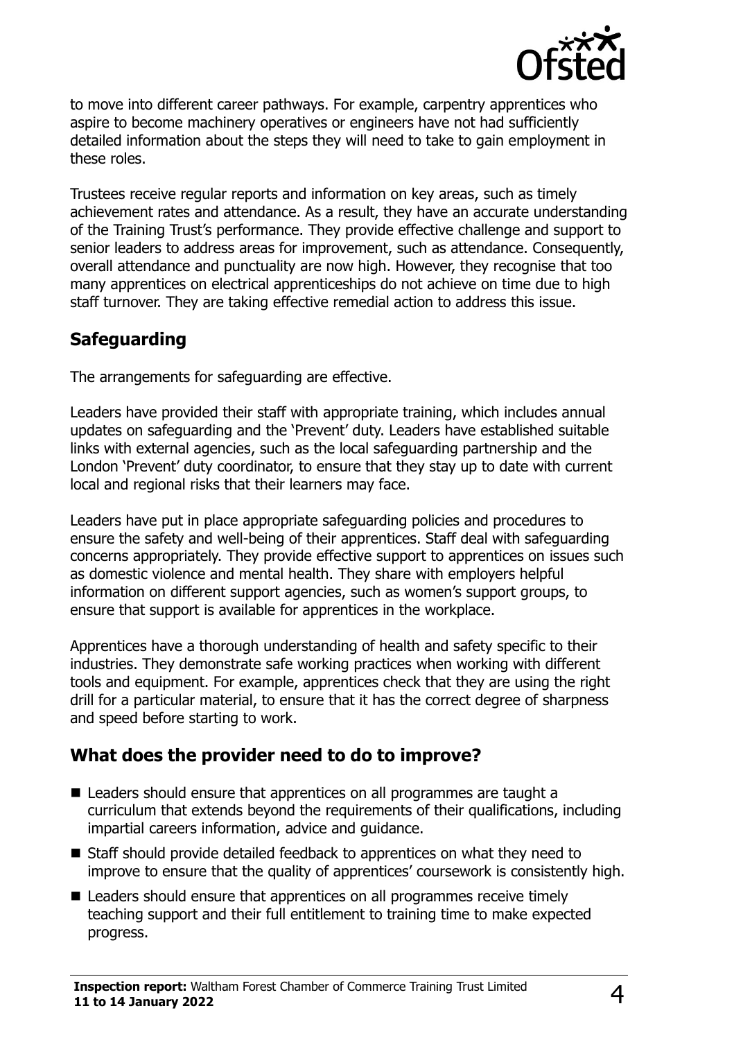to move into different career pathways. For example, carpentry apprentices who aspire to become machinery operatives or engineers have not had sufficiently detailed information about the steps they will need to take to gain employment in these roles.

Trustees receive regular reports and information on key areas, such as timely achievement rates and attendance. As a result, they have an accurate understanding of the Training Trust's performance. They provide effective challenge and support to senior leaders to address areas for improvement, such as attendance. Consequently, overall attendance and punctuality are now high. However, they recognise that too many apprentices on electrical apprenticeships do not achieve on time due to high staff turnover. They are taking effective remedial action to address this issue.

## Safeguarding

The arrangements for safeguarding are effective.

Leaders have provided their staff with appropriate training, which includes annual updates on safeguarding and the 'Prevent' duty. Leaders have established suitable links with external agencies, such as the local safeguarding partnership and the London 'Prevent' duty coordinator, to ensure that they stay up to date with current local and regional risks that their learners may face.

Leaders have put in place appropriate safeguarding policies and procedures to ensure the safety and well-being of their apprentices. Staff deal with safeguarding concerns appropriately. They provide effective support to apprentices on issues such as domestic violence and mental health. They share with employers helpful information on different support agencies, such as women's support groups, to ensure that support is available for apprentices in the workplace.

Apprentices have a thorough understanding of health and safety specific to their industries. They demonstrate safe working practices when working with different tools and equipment. For example, apprentices check that they are using the right drill for a particular material, to ensure that it has the correct degree of sharpness and speed before starting to work.

## What does the provider need to do to improve?

- Leaders should ensure that apprentices on all programmes are taught a curriculum that extends beyond the requirements of their qualifications, including impartial careers information, advice and guidance.
- Staff should provide detailed feedback to apprentices on what they need to improve to ensure that the quality of apprentices' coursework is consistently high.
- Leaders should ensure that apprentices on all programmes receive timely teaching support and their full entitlement to training time to make expected progress.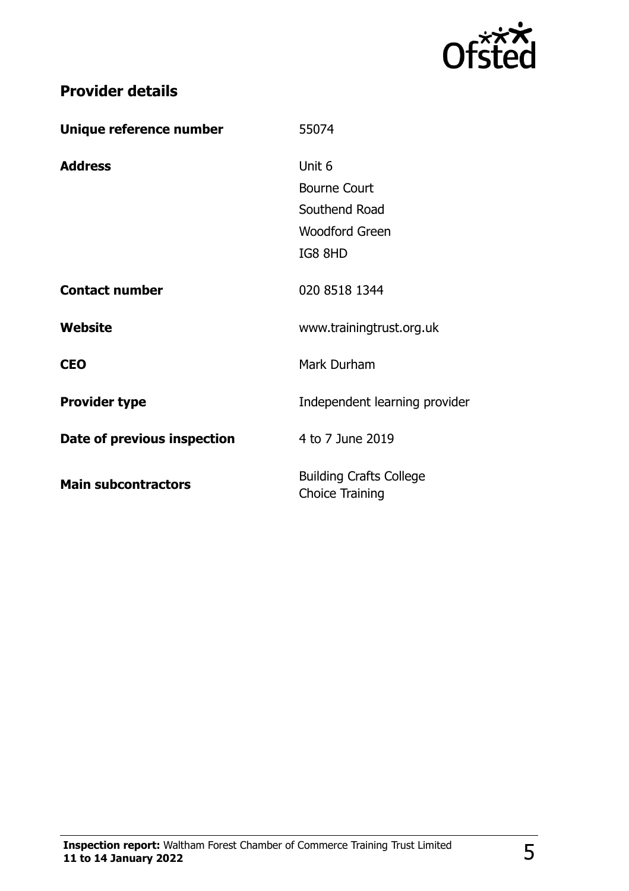## Provider details

| | |
|---|---|
| **Unique reference number** | 55074 |
| **Address** | Unit 6<br>Bourne Court<br>Southend Road<br>Woodford Green<br>IG8 8HD |
| **Contact number** | 020 8518 1344 |
| **Website** | www.trainingtrust.org.uk |
| **CEO** | Mark Durham |
| **Provider type** | Independent learning provider |
| **Date of previous inspection** | 4 to 7 June 2019 |
| **Main subcontractors** | Building Crafts College<br>Choice Training |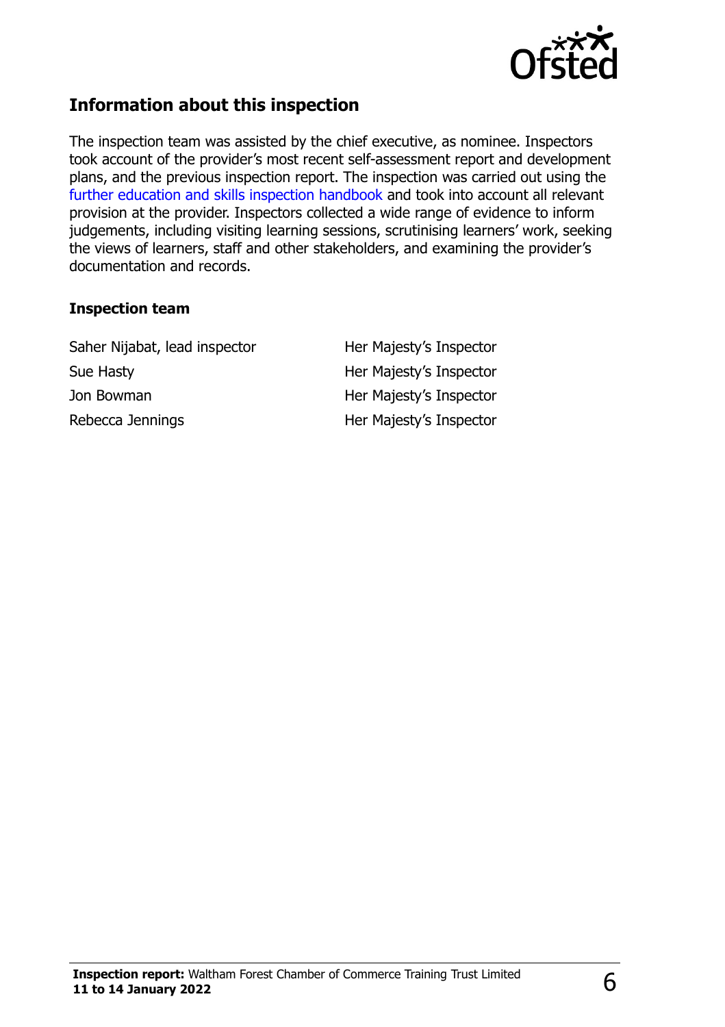## Information about this inspection

The inspection team was assisted by the chief executive, as nominee. Inspectors took account of the provider's most recent self-assessment report and development plans, and the previous inspection report. The inspection was carried out using the further education and skills inspection handbook and took into account all relevant provision at the provider. Inspectors collected a wide range of evidence to inform judgements, including visiting learning sessions, scrutinising learners' work, seeking the views of learners, staff and other stakeholders, and examining the provider's documentation and records.

### Inspection team

| | |
|---|---|
| Saher Nijabat, lead inspector | Her Majesty's Inspector |
| Sue Hasty | Her Majesty's Inspector |
| Jon Bowman | Her Majesty's Inspector |
| Rebecca Jennings | Her Majesty's Inspector |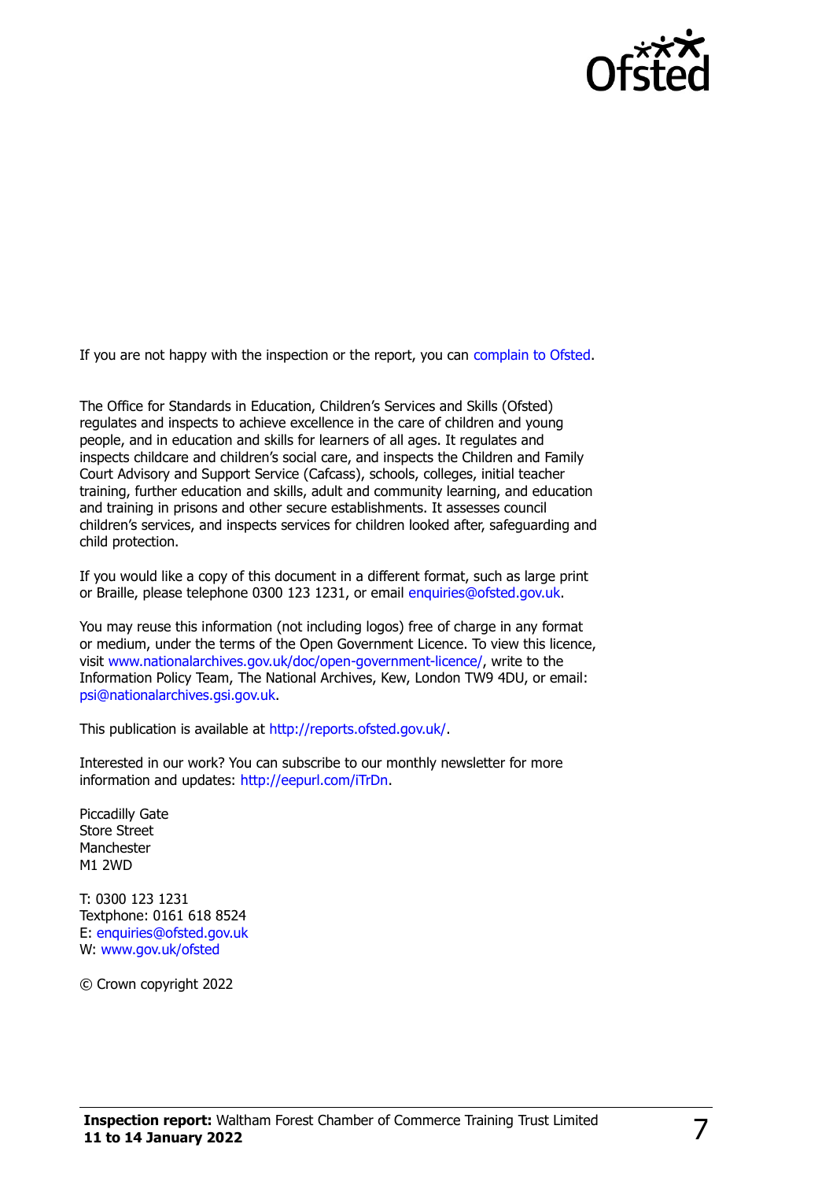If you are not happy with the inspection or the report, you can complain to Ofsted.

The Office for Standards in Education, Children's Services and Skills (Ofsted) regulates and inspects to achieve excellence in the care of children and young people, and in education and skills for learners of all ages. It regulates and inspects childcare and children's social care, and inspects the Children and Family Court Advisory and Support Service (Cafcass), schools, colleges, initial teacher training, further education and skills, adult and community learning, and education and training in prisons and other secure establishments. It assesses council children's services, and inspects services for children looked after, safeguarding and child protection.

If you would like a copy of this document in a different format, such as large print or Braille, please telephone 0300 123 1231, or email enquiries@ofsted.gov.uk.

You may reuse this information (not including logos) free of charge in any format or medium, under the terms of the Open Government Licence. To view this licence, visit www.nationalarchives.gov.uk/doc/open-government-licence/, write to the Information Policy Team, The National Archives, Kew, London TW9 4DU, or email: psi@nationalarchives.gsi.gov.uk.

This publication is available at http://reports.ofsted.gov.uk/.

Interested in our work? You can subscribe to our monthly newsletter for more information and updates: http://eepurl.com/iTrDn.

Piccadilly Gate
Store Street
Manchester
M1 2WD

T: 0300 123 1231
Textphone: 0161 618 8524
E: enquiries@ofsted.gov.uk
W: www.gov.uk/ofsted

© Crown copyright 2022